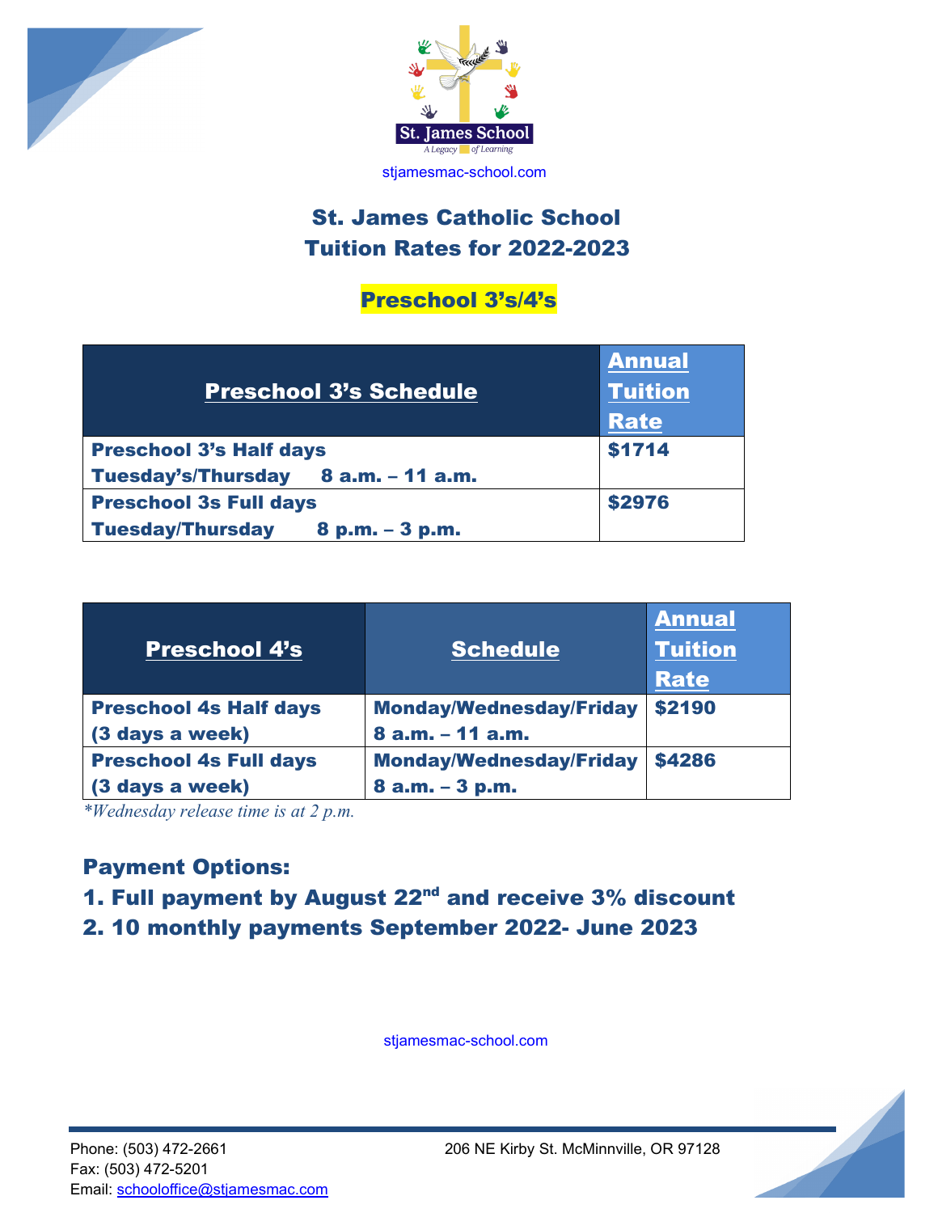St. James School

A Legacy of Learning

stjamesmac-school.com

# St. James Catholic School
# Tuition Rates for 2022-2023

## Preschool 3's/4's

| Preschool 3's Schedule | Annual Tuition Rate |
|---|---|
| **Preschool 3's Half days**<br>**Tuesday's/Thursday 8 a.m. – 11 a.m.** | **$1714** |
| **Preschool 3s Full days**<br>**Tuesday/Thursday 8 p.m. – 3 p.m.** | **$2976** |

| Preschool 4's | Schedule | Annual Tuition Rate |
|---|---|---|
| **Preschool 4s Half days**<br>**(3 days a week)** | **Monday/Wednesday/Friday**<br>**8 a.m. – 11 a.m.** | **$2190** |
| **Preschool 4s Full days**<br>**(3 days a week)** | **Monday/Wednesday/Friday**<br>**8 a.m. – 3 p.m.** | **$4286** |

*\*Wednesday release time is at 2 p.m.*

### Payment Options:

1. **Full payment by August 22nd and receive 3% discount**
2. **10 monthly payments September 2022- June 2023**

stjamesmac-school.com

Phone: (503) 472-2661
Fax: (503) 472-5201
Email: schooloffice@stjamesmac.com

206 NE Kirby St. McMinnville, OR 97128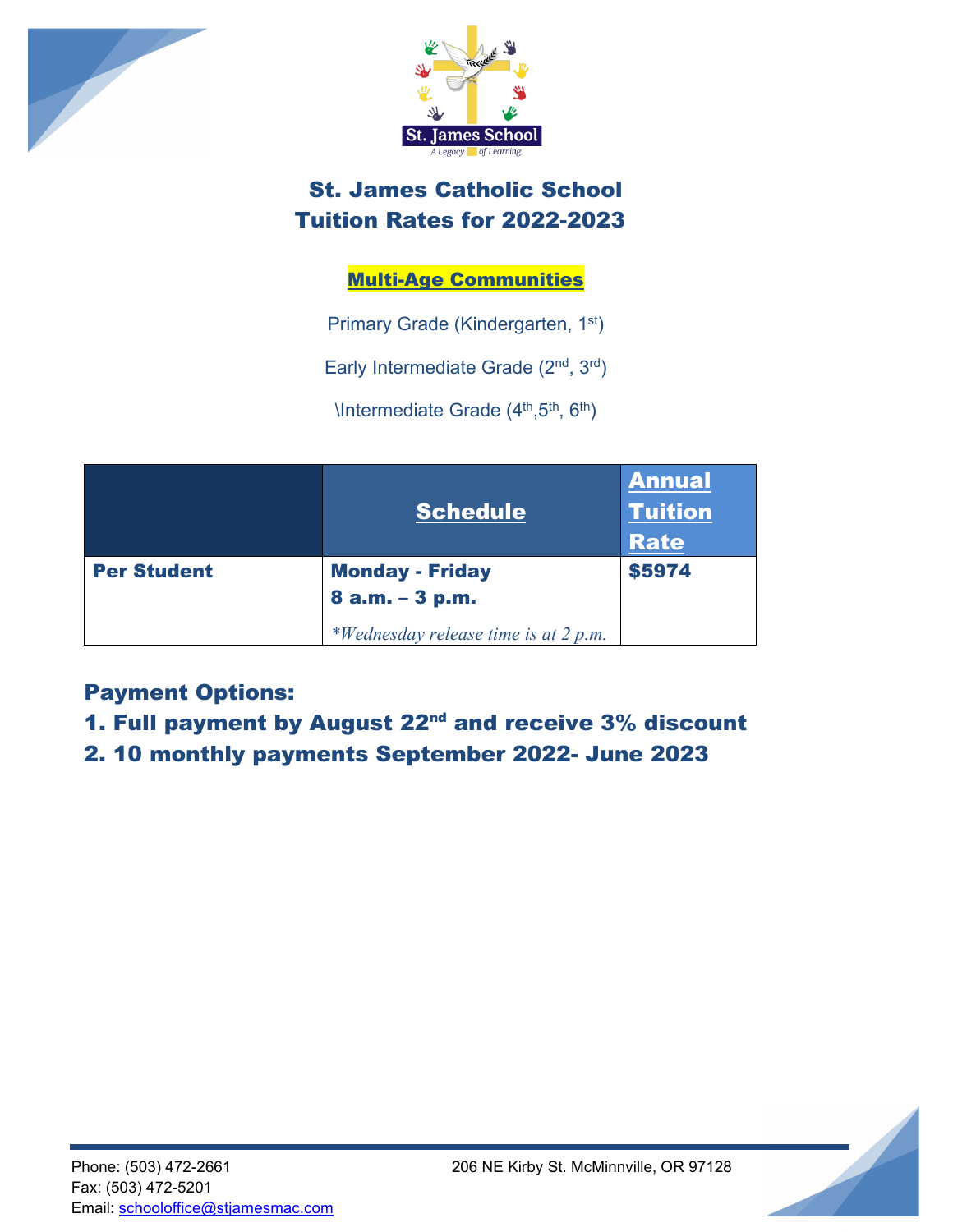St. James School
A Legacy of Learning

# St. James Catholic School
# Tuition Rates for 2022-2023

**Multi-Age Communities**

Primary Grade (Kindergarten, 1st)

Early Intermediate Grade (2nd, 3rd)

\Intermediate Grade (4th,5th, 6th)

| | **Schedule** | **Annual Tuition Rate** |
|---|---|---|
| **Per Student** | **Monday - Friday**<br>**8 a.m. – 3 p.m.**<br>*\*Wednesday release time is at 2 p.m.* | **$5974** |

## Payment Options:

**1. Full payment by August 22nd and receive 3% discount**

**2. 10 monthly payments September 2022- June 2023**

Phone: (503) 472-2661
Fax: (503) 472-5201
Email: schooloffice@stjamesmac.com

206 NE Kirby St. McMinnville, OR 97128